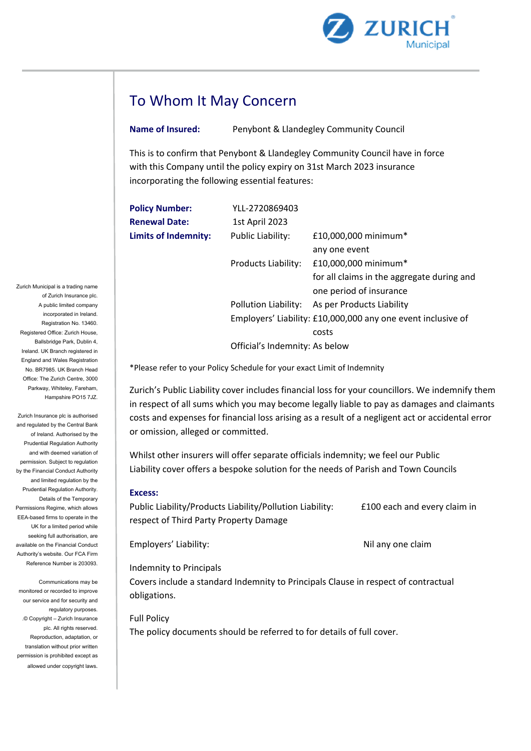# To Whom It May Concern

**Name of Insured:** Penybont & Llandegley Community Council

This is to confirm that Penybont & Llandegley Community Council have in force with this Company until the policy expiry on 31st March 2023 insurance incorporating the following essential features:

| | | |
|---|---|---|
| **Policy Number:** | YLL-2720869403 | |
| **Renewal Date:** | 1st April 2023 | |
| **Limits of Indemnity:** | Public Liability: | £10,000,000 minimum* any one event |
| | Products Liability: | £10,000,000 minimum* for all claims in the aggregate during and one period of insurance |
| | Pollution Liability: | As per Products Liability |
| | Employers' Liability: | £10,000,000 any one event inclusive of costs |
| | Official's Indemnity: | As below |

*Please refer to your Policy Schedule for your exact Limit of Indemnity

Zurich's Public Liability cover includes financial loss for your councillors. We indemnify them in respect of all sums which you may become legally liable to pay as damages and claimants costs and expenses for financial loss arising as a result of a negligent act or accidental error or omission, alleged or committed.

Whilst other insurers will offer separate officials indemnity; we feel our Public Liability cover offers a bespoke solution for the needs of Parish and Town Councils

**Excess:**

Public Liability/Products Liability/Pollution Liability: £100 each and every claim in respect of Third Party Property Damage

Employers' Liability: Nil any one claim

Indemnity to Principals

Covers include a standard Indemnity to Principals Clause in respect of contractual obligations.

Full Policy

The policy documents should be referred to for details of full cover.

Zurich Municipal is a trading name of Zurich Insurance plc. A public limited company incorporated in Ireland. Registration No. 13460. Registered Office: Zurich House, Ballsbridge Park, Dublin 4, Ireland. UK Branch registered in England and Wales Registration No. BR7985. UK Branch Head Office: The Zurich Centre, 3000 Parkway, Whiteley, Fareham, Hampshire PO15 7JZ.

Zurich Insurance plc is authorised and regulated by the Central Bank of Ireland. Authorised by the Prudential Regulation Authority and with deemed variation of permission. Subject to regulation by the Financial Conduct Authority and limited regulation by the Prudential Regulation Authority. Details of the Temporary Permissions Regime, which allows EEA-based firms to operate in the UK for a limited period while seeking full authorisation, are available on the Financial Conduct Authority's website. Our FCA Firm Reference Number is 203093.

Communications may be monitored or recorded to improve our service and for security and regulatory purposes. © Copyright – Zurich Insurance plc. All rights reserved. Reproduction, adaptation, or translation without prior written permission is prohibited except as allowed under copyright laws.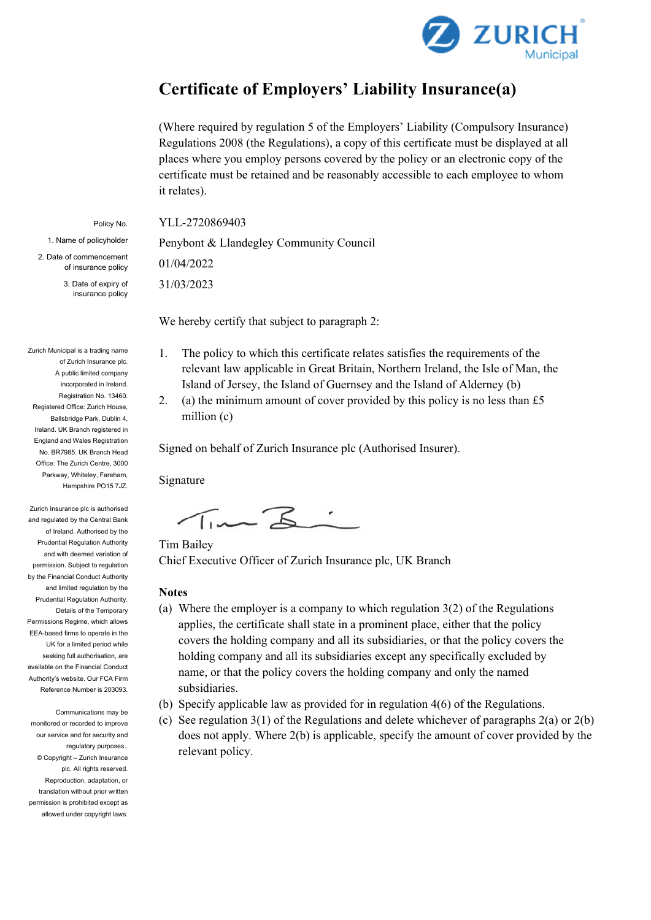# Certificate of Employers' Liability Insurance(a)

(Where required by regulation 5 of the Employers' Liability (Compulsory Insurance) Regulations 2008 (the Regulations), a copy of this certificate must be displayed at all places where you employ persons covered by the policy or an electronic copy of the certificate must be retained and be reasonably accessible to each employee to whom it relates).

| | |
|---|---|
| Policy No. | YLL-2720869403 |
| 1. Name of policyholder | Penybont & Llandegley Community Council |
| 2. Date of commencement of insurance policy | 01/04/2022 |
| 3. Date of expiry of insurance policy | 31/03/2023 |

We hereby certify that subject to paragraph 2:

1. The policy to which this certificate relates satisfies the requirements of the relevant law applicable in Great Britain, Northern Ireland, the Isle of Man, the Island of Jersey, the Island of Guernsey and the Island of Alderney (b)
2. (a) the minimum amount of cover provided by this policy is no less than £5 million (c)

Signed on behalf of Zurich Insurance plc (Authorised Insurer).

Signature

Tim Bailey
Chief Executive Officer of Zurich Insurance plc, UK Branch

**Notes**

(a) Where the employer is a company to which regulation 3(2) of the Regulations applies, the certificate shall state in a prominent place, either that the policy covers the holding company and all its subsidiaries, or that the policy covers the holding company and all its subsidiaries except any specifically excluded by name, or that the policy covers the holding company and only the named subsidiaries.

(b) Specify applicable law as provided for in regulation 4(6) of the Regulations.

(c) See regulation 3(1) of the Regulations and delete whichever of paragraphs 2(a) or 2(b) does not apply. Where 2(b) is applicable, specify the amount of cover provided by the relevant policy.

Zurich Municipal is a trading name of Zurich Insurance plc. A public limited company incorporated in Ireland. Registration No. 13460. Registered Office: Zurich House, Ballsbridge Park, Dublin 4, Ireland. UK Branch registered in England and Wales Registration No. BR7985. UK Branch Head Office: The Zurich Centre, 3000 Parkway, Whiteley, Fareham, Hampshire PO15 7JZ.

Zurich Insurance plc is authorised and regulated by the Central Bank of Ireland. Authorised by the Prudential Regulation Authority and with deemed variation of permission. Subject to regulation by the Financial Conduct Authority and limited regulation by the Prudential Regulation Authority. Details of the Temporary Permissions Regime, which allows EEA-based firms to operate in the UK for a limited period while seeking full authorisation, are available on the Financial Conduct Authority's website. Our FCA Firm Reference Number is 203093.

Communications may be monitored or recorded to improve our service and for security and regulatory purposes.. © Copyright – Zurich Insurance plc. All rights reserved. Reproduction, adaptation, or translation without prior written permission is prohibited except as allowed under copyright laws.